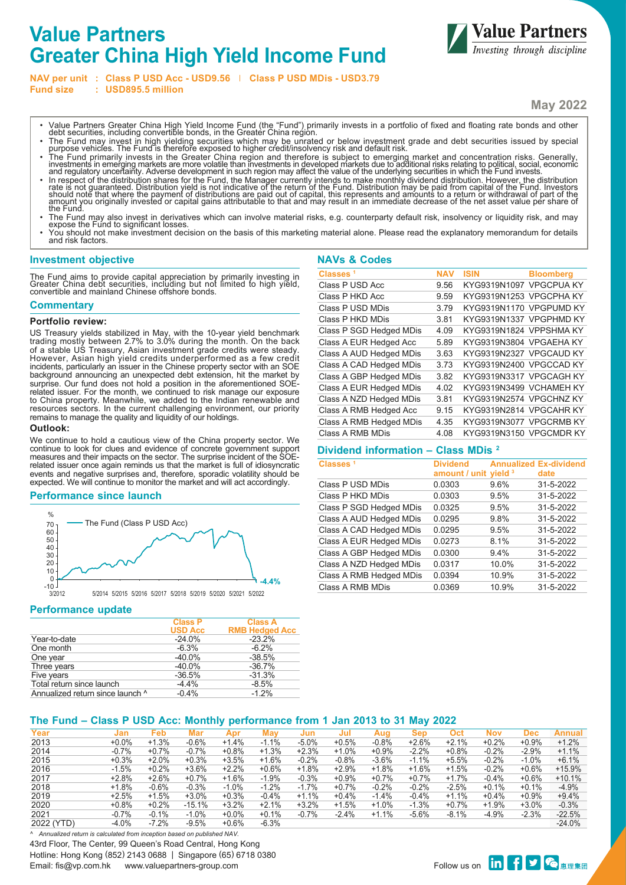# Value Partners Greater China High Yield Income Fund

Value Partners
*Investing through discipline*

**NAV per unit : Class P USD Acc - USD9.56 | Class P USD MDis - USD3.79**
**Fund size : USD895.5 million**

**May 2022**

- Value Partners Greater China High Yield Income Fund (the "Fund") primarily invests in a portfolio of fixed and floating rate bonds and other debt securities, including convertible bonds, in the Greater China region.
- The Fund may invest in high yielding securities which may be unrated or below investment grade and debt securities issued by special purpose vehicles. The Fund is therefore exposed to higher credit/insolvency risk and default risk.
- The Fund primarily invests in the Greater China region and therefore is subject to emerging market and concentration risks. Generally, investments in emerging markets are more volatile than investments in developed markets due to additional risks relating to political, social, economic and regulatory uncertainty. Adverse development in such region may affect the value of the underlying securities in which the Fund invests.
- In respect of the distribution shares for the Fund, the Manager currently intends to make monthly dividend distribution. However, the distribution rate is not guaranteed. Distribution yield is not indicative of the return of the Fund. Distribution may be paid from capital of the Fund. Investors should note that where the payment of distributions are paid out of capital, this represents and amounts to a return or withdrawal of part of the amount you originally invested or capital gains attributable to that and may result in an immediate decrease of the net asset value per share of the Fund.
- The Fund may also invest in derivatives which can involve material risks, e.g. counterparty default risk, insolvency or liquidity risk, and may expose the Fund to significant losses.
- You should not make investment decision on the basis of this marketing material alone. Please read the explanatory memorandum for details and risk factors.

## Investment objective

The Fund aims to provide capital appreciation by primarily investing in Greater China debt securities, including but not limited to high yield, convertible and mainland Chinese offshore bonds.

## Commentary

### Portfolio review:

US Treasury yields stabilized in May, with the 10-year yield benchmark trading mostly between 2.7% to 3.0% during the month. On the back of a stable US Treasury, Asian investment grade credits were steady. However, Asian high yield credits underperformed as a few credit incidents, particularly an issuer in the Chinese property sector with an SOE background announcing an unexpected debt extension, hit the market by surprise. Our fund does not hold a position in the aforementioned SOE-related issuer. For the month, we continued to risk manage our exposure to China property. Meanwhile, we added to the Indian renewable and resources sectors. In the current challenging environment, our priority remains to manage the quality and liquidity of our holdings.

### Outlook:

We continue to hold a cautious view of the China property sector. We continue to look for clues and evidence of concrete government support measures and their impacts on the sector. The surprise incident of the SOE-related issuer once again reminds us that the market is full of idiosyncratic events and negative surprises and, therefore, sporadic volatility should be expected. We will continue to monitor the market and will act accordingly.

## Performance since launch

The Fund (Class P USD Acc): -4.4% (3/2012 – 5/2022)

## Performance update

| | Class P USD Acc | Class A RMB Hedged Acc |
|---|---|---|
| Year-to-date | -24.0% | -23.2% |
| One month | -6.3% | -6.2% |
| One year | -40.0% | -38.5% |
| Three years | -40.0% | -36.7% |
| Five years | -36.5% | -31.3% |
| Total return since launch | -4.4% | -8.5% |
| Annualized return since launch ^ | -0.4% | -1.2% |

## NAVs & Codes

| Classes [1] | NAV | ISIN | Bloomberg |
|---|---|---|---|
| Class P USD Acc | 9.56 | KYG9319N1097 | VPGCPUA KY |
| Class P HKD Acc | 9.59 | KYG9319N1253 | VPGCPHA KY |
| Class P USD MDis | 3.79 | KYG9319N1170 | VPGPUMD KY |
| Class P HKD MDis | 3.81 | KYG9319N1337 | VPGPHMD KY |
| Class P SGD Hedged MDis | 4.09 | KYG9319N1824 | VPPSHMA KY |
| Class A EUR Hedged Acc | 5.89 | KYG9319N3804 | VPGAEHA KY |
| Class A AUD Hedged MDis | 3.63 | KYG9319N2327 | VPGCAUD KY |
| Class A CAD Hedged MDis | 3.73 | KYG9319N2400 | VPGCCAD KY |
| Class A GBP Hedged MDis | 3.82 | KYG9319N3317 | VPGCAGH KY |
| Class A EUR Hedged MDis | 4.02 | KYG9319N3499 | VCHAMEH KY |
| Class A NZD Hedged MDis | 3.81 | KYG9319N2574 | VPGCHNZ KY |
| Class A RMB Hedged Acc | 9.15 | KYG9319N2814 | VPGCAHR KY |
| Class A RMB Hedged MDis | 4.35 | KYG9319N3077 | VPGCRMB KY |
| Class A RMB MDis | 4.08 | KYG9319N3150 | VPGCMDR KY |

## Dividend information – Class MDis [2]

| Classes [1] | Dividend amount / unit | Annualized yield [3] | Ex-dividend date |
|---|---|---|---|
| Class P USD MDis | 0.0303 | 9.6% | 31-5-2022 |
| Class P HKD MDis | 0.0303 | 9.5% | 31-5-2022 |
| Class P SGD Hedged MDis | 0.0325 | 9.5% | 31-5-2022 |
| Class A AUD Hedged MDis | 0.0295 | 9.8% | 31-5-2022 |
| Class A CAD Hedged MDis | 0.0295 | 9.5% | 31-5-2022 |
| Class A EUR Hedged MDis | 0.0273 | 8.1% | 31-5-2022 |
| Class A GBP Hedged MDis | 0.0300 | 9.4% | 31-5-2022 |
| Class A NZD Hedged MDis | 0.0317 | 10.0% | 31-5-2022 |
| Class A RMB Hedged MDis | 0.0394 | 10.9% | 31-5-2022 |
| Class A RMB MDis | 0.0369 | 10.9% | 31-5-2022 |

## The Fund – Class P USD Acc: Monthly performance from 1 Jan 2013 to 31 May 2022

| Year | Jan | Feb | Mar | Apr | May | Jun | Jul | Aug | Sep | Oct | Nov | Dec | Annual |
|---|---|---|---|---|---|---|---|---|---|---|---|---|---|
| 2013 | +0.0% | +1.3% | -0.6% | +1.4% | -1.1% | -5.0% | +0.5% | -0.8% | +2.6% | +2.1% | +0.2% | +0.9% | +1.2% |
| 2014 | -0.7% | +0.7% | -0.7% | +0.8% | +1.3% | +2.3% | +1.0% | +0.9% | -2.2% | +0.8% | -0.2% | -2.9% | +1.1% |
| 2015 | +0.3% | +2.0% | +0.3% | +3.5% | +1.6% | -0.2% | -0.8% | -3.6% | -1.1% | +5.5% | -0.2% | -1.0% | +6.1% |
| 2016 | -1.5% | +0.2% | +3.6% | +2.2% | +0.6% | +1.8% | +2.9% | +1.8% | +1.6% | +1.5% | -0.2% | +0.6% | +15.9% |
| 2017 | +2.8% | +2.6% | +0.7% | +1.6% | -1.9% | -0.3% | +0.9% | +0.7% | +0.7% | +1.7% | -0.4% | +0.6% | +10.1% |
| 2018 | +1.8% | -0.6% | -0.3% | -1.0% | -1.2% | -1.7% | +0.7% | -0.2% | -0.2% | -2.5% | +0.1% | +0.1% | -4.9% |
| 2019 | +2.5% | +1.5% | +3.0% | +0.3% | -0.4% | +1.1% | +0.4% | -1.4% | -0.4% | +1.1% | +0.4% | +0.9% | +9.4% |
| 2020 | +0.8% | +0.2% | -15.1% | +3.2% | +2.1% | +3.2% | +1.5% | +1.0% | -1.3% | +0.7% | +1.9% | +3.0% | -0.3% |
| 2021 | -0.7% | -0.1% | -1.0% | +0.0% | +0.1% | -0.7% | -2.4% | +1.1% | -5.6% | -8.1% | -4.9% | -2.3% | -22.5% |
| 2022 (YTD) | -4.0% | -7.2% | -9.5% | +0.6% | -6.3% | | | | | | | | -24.0% |

*^ Annualized return is calculated from inception based on published NAV.*

43rd Floor, The Center, 99 Queen's Road Central, Hong Kong
Hotline: Hong Kong (852) 2143 0688 | Singapore (65) 6718 0380
Email: fis@vp.com.hk www.valuepartners-group.com

Follow us on 惠理集团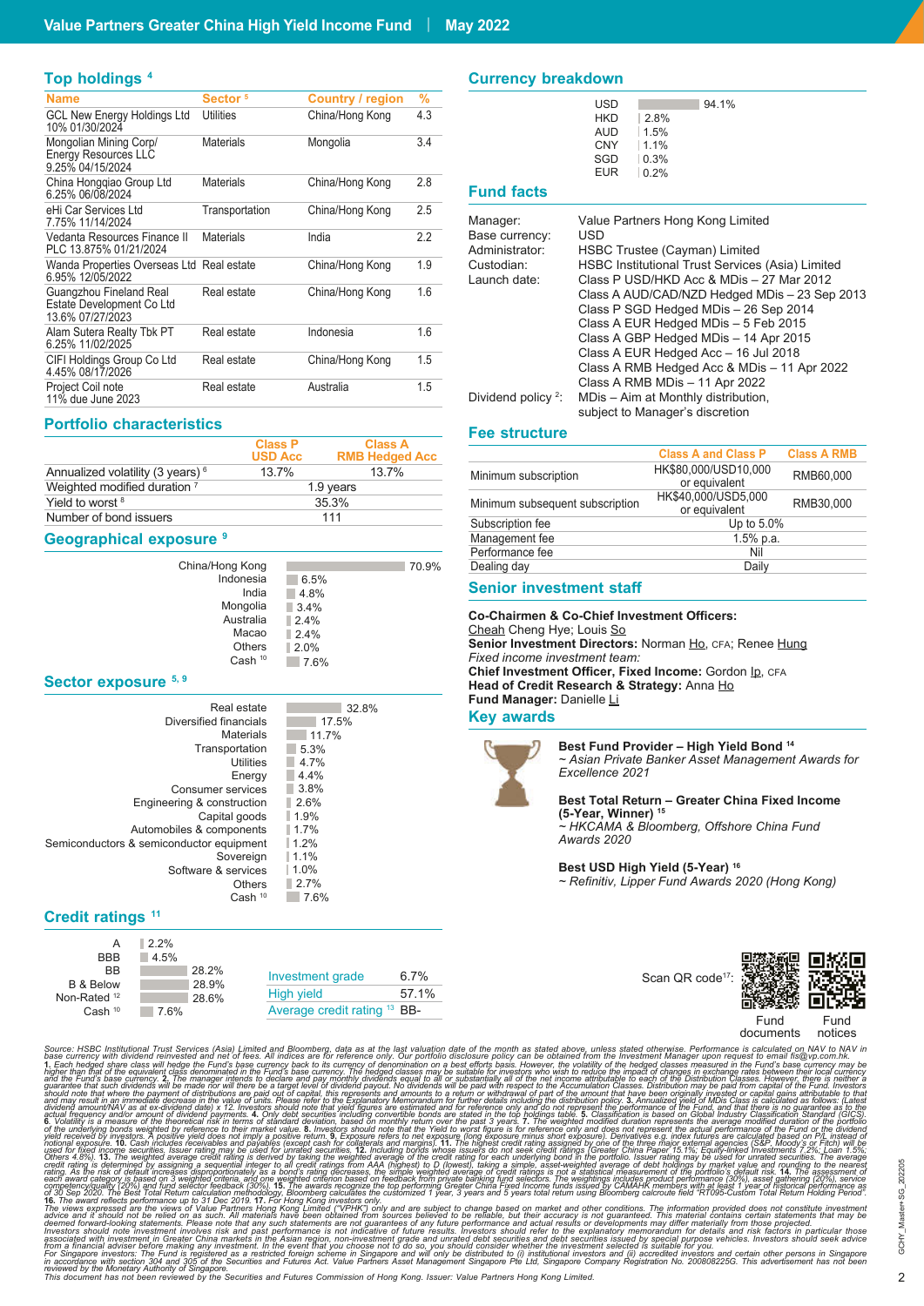# Value Partners Greater China High Yield Income Fund | May 2022

## Top holdings [4]

| Name | Sector [5] | Country / region | % |
|---|---|---|---|
| GCL New Energy Holdings Ltd 10% 01/30/2024 | Utilities | China/Hong Kong | 4.3 |
| Mongolian Mining Corp/ Energy Resources LLC 9.25% 04/15/2024 | Materials | Mongolia | 3.4 |
| China Hongqiao Group Ltd 6.25% 06/08/2024 | Materials | China/Hong Kong | 2.8 |
| eHi Car Services Ltd 7.75% 11/14/2024 | Transportation | China/Hong Kong | 2.5 |
| Vedanta Resources Finance II PLC 13.875% 01/21/2024 | Materials | India | 2.2 |
| Wanda Properties Overseas Ltd 6.95% 12/05/2022 | Real estate | China/Hong Kong | 1.9 |
| Guangzhou Fineland Real Estate Development Co Ltd 13.6% 07/27/2023 | Real estate | China/Hong Kong | 1.6 |
| Alam Sutera Realty Tbk PT 6.25% 11/02/2025 | Real estate | Indonesia | 1.6 |
| CIFI Holdings Group Co Ltd 4.45% 08/17/2026 | Real estate | China/Hong Kong | 1.5 |
| Project Coil note 11% due June 2023 | Real estate | Australia | 1.5 |

## Portfolio characteristics

| | Class P USD Acc | Class A RMB Hedged Acc |
|---|---|---|
| Annualized volatility (3 years) [6] | 13.7% | 13.7% |
| Weighted modified duration [7] | 1.9 years | |
| Yield to worst [8] | 35.3% | |
| Number of bond issuers | 111 | |

## Geographical exposure [9]

China/Hong Kong 70.9%
Indonesia 6.5%
India 4.8%
Mongolia 3.4%
Australia 2.4%
Macao 2.4%
Others 2.0%
Cash [10] 7.6%

## Sector exposure [5, 9]

Real estate 32.8%
Diversified financials 17.5%
Materials 11.7%
Transportation 5.3%
Utilities 4.7%
Energy 4.4%
Consumer services 3.8%
Engineering & construction 2.6%
Capital goods 1.9%
Automobiles & components 1.7%
Semiconductors & semiconductor equipment 1.2%
Sovereign 1.1%
Software & services 1.0%
Others 2.7%
Cash [10] 7.6%

## Credit ratings [11]

A 2.2%
BBB 4.5%
BB 28.2%
B & Below 28.9%
Non-Rated [12] 28.6%
Cash [10] 7.6%

| | |
|---|---|
| Investment grade | 6.7% |
| High yield | 57.1% |
| Average credit rating [13] | BB- |

## Currency breakdown

USD 94.1%
HKD 2.8%
AUD 1.5%
CNY 1.1%
SGD 0.3%
EUR 0.2%

## Fund facts

| | |
|---|---|
| Manager: | Value Partners Hong Kong Limited |
| Base currency: | USD |
| Administrator: | HSBC Trustee (Cayman) Limited |
| Custodian: | HSBC Institutional Trust Services (Asia) Limited |
| Launch date: | Class P USD/HKD Acc & MDis – 27 Mar 2012<br>Class A AUD/CAD/NZD Hedged MDis – 23 Sep 2013<br>Class P SGD Hedged MDis – 26 Sep 2014<br>Class A EUR Hedged MDis – 5 Feb 2015<br>Class A GBP Hedged MDis – 14 Apr 2015<br>Class A EUR Hedged Acc – 16 Jul 2018<br>Class A RMB Hedged Acc & MDis – 11 Apr 2022<br>Class A RMB MDis – 11 Apr 2022 |
| Dividend policy [2]: | MDis – Aim at Monthly distribution, subject to Manager's discretion |

## Fee structure

| | Class A and Class P | Class A RMB |
|---|---|---|
| Minimum subscription | HK$80,000/USD10,000 or equivalent | RMB60,000 |
| Minimum subsequent subscription | HK$40,000/USD5,000 or equivalent | RMB30,000 |
| Subscription fee | Up to 5.0% | |
| Management fee | 1.5% p.a. | |
| Performance fee | Nil | |
| Dealing day | Daily | |

## Senior investment staff

**Co-Chairmen & Co-Chief Investment Officers:**
Cheah Cheng Hye; Louis So
**Senior Investment Directors:** Norman Ho, CFA; Renee Hung
*Fixed income investment team:*
**Chief Investment Officer, Fixed Income:** Gordon Ip, CFA
**Head of Credit Research & Strategy:** Anna Ho
**Fund Manager:** Danielle Li

## Key awards

**Best Fund Provider – High Yield Bond [14]**
*~ Asian Private Banker Asset Management Awards for Excellence 2021*

**Best Total Return – Greater China Fixed Income (5-Year, Winner) [15]**
*~ HKCAMA & Bloomberg, Offshore China Fund Awards 2020*

**Best USD High Yield (5-Year) [16]**
*~ Refinitiv, Lipper Fund Awards 2020 (Hong Kong)*

Scan QR code[17]: Fund documents | Fund notices

Source: HSBC Institutional Trust Services (Asia) Limited and Bloomberg, data as at the last valuation date of the month as stated above, unless stated otherwise. Performance is calculated on NAV to NAV in base currency with dividend reinvested and net of fees. All indices are for reference only. Our portfolio disclosure policy can be obtained from the Investment Manager upon request to email fis@vp.com.hk.
1. Each hedged share class will hedge the Fund's base currency back to its currency of denomination on a best efforts basis. However, the volatility of the hedged classes measured in the Fund's base currency may be higher than that of the equivalent class denominated in the Fund's base currency. The hedged classes may be suitable for investors who wish to reduce the impact of changes in exchange rates between their local currency and the Fund's base currency. 2. The manager intends to declare and pay monthly dividends equal to all or substantially all of the net income attributable to each of the Distribution Classes. However, there is neither a guarantee that such dividends will be made nor will there be a target level of dividend payout. No dividends will be paid with respect to the Accumulation Classes. Distribution may be paid from capital of the Fund. Investors should note that where the payment of distributions are paid out of capital, this represents and amounts to a return or withdrawal of part of the amount that they have originally invested or capital gains attributable to that and may result in an immediate decrease in the value of units. Please refer to the Explanatory Memorandum for further details including the distribution policy. 3. Annualized yield of MDis Class is calculated as follows: (Latest dividend amount/NAV as at ex-dividend date) x 12. Investors should note that yield figures are estimated and for reference only and do not represent the performance of the Fund, and that there is no guarantee as to the actual frequency and/or amount of dividend payments. 4. Only debt securities including convertible bonds are stated in the top holdings table. 5. Classification is based on Global Industry Classification Standard (GICS). 6. Volatility is a measure of the theoretical risk in terms of standard deviation, based on monthly return over the past 3 years. 7. The weighted modified duration represents the average modified duration of the portfolio of the underlying bonds weighted by reference to their market value. 8. Investors should note that the Yield to worst figure is for reference only and does not represent the actual performance of the Fund or the dividend yield received by investors. A positive yield does not imply a positive return. 9. Exposure refers to net exposure (long exposure minus short exposure). Derivatives e.g. index futures are calculated based on P/L instead of notional exposure. 10. Cash includes receivables and payables (except cash for collaterals and margins). 11. The highest credit rating assigned by one of the three major external agencies (S&P, Moody's or Fitch) will be used for fixed income securities. Issuer rating may be used for unrated securities. 12. Including bonds whose issuers do not seek credit ratings (Greater China Paper 15.1%; Equity-linked Investments 7.2%; Loan 1.5%; Others 4.8%). 13. The weighted average credit rating is derived by taking the weighted average of the credit rating for each underlying bond in the portfolio. Issuer rating may be used for unrated securities. The average credit rating is determined by assigning a sequential integer to all credit ratings from AAA (highest) to D (lowest), taking a simple, asset-weighted average of debt holdings by market value and rounding to the nearest rating. As the risk of default increases disproportionately as a bond's rating decreases, the simple weighted average of credit ratings is not a statistical measurement of the portfolio's default risk. 14. The assessment of each award category is based on 3 weighted criteria, and one weighted criterion based on feedback from private banking fund selectors. The weightings include product performance (30%), asset gathering (20%), service competency/quality (20%) and fund selector feedback (30%). 15. The awards recognize the top performing Greater China Fixed Income funds issued by CAMAHK members with at least 1 year of historical performance as of 30 Sep 2020. The Best Total Return calculation methodology: Bloomberg calculates the customized 1 year, 3 years and 5 years total return using Bloomberg calcroute field "RT095-Custom Total Return Holding Period". 16. The award reflects performance up to 31 Dec 2019. 17. For Hong Kong investors only.
The views expressed are the views of Value Partners Hong Kong Limited ("VPHK") only and are subject to change based on market and other conditions. The information provided does not constitute investment advice and it should not be relied on as such. All materials have been obtained from sources believed to be reliable, but their accuracy is not guaranteed. This material contains certain statements that may be deemed forward-looking statements. Please note that any such statements are not guarantees of any future performance and actual results or developments may differ materially from those projected.
Investors should note investment involves risks and past performance is not indicative of future results. Investors should refer to the explanatory memorandum for details and risk factors in particular those associated with investment in Greater China markets in the Asian region, non-investment grade and unrated debt securities and debt securities issued by property developers. Investors should seek advice from a financial adviser before making any investment. In the event that you choose not to do so, you should consider whether the investment selected is suitable for you.
For Singapore investors: The Fund is registered as a restricted foreign scheme in Singapore and will only be distributed to (i) institutional investors and (ii) accredited investors and certain other persons in Singapore in accordance with section 304 and 305 of the Securities and Futures Act. Value Partners Asset Management Singapore Pte Ltd, Singapore Company Registration No. 200808225G. This advertisement has not been reviewed by the Monetary Authority of Singapore.
This document has not been reviewed by the Securities and Futures Commission of Hong Kong. Issuer: Value Partners Hong Kong Limited.

GCHY_Master+SG_202205